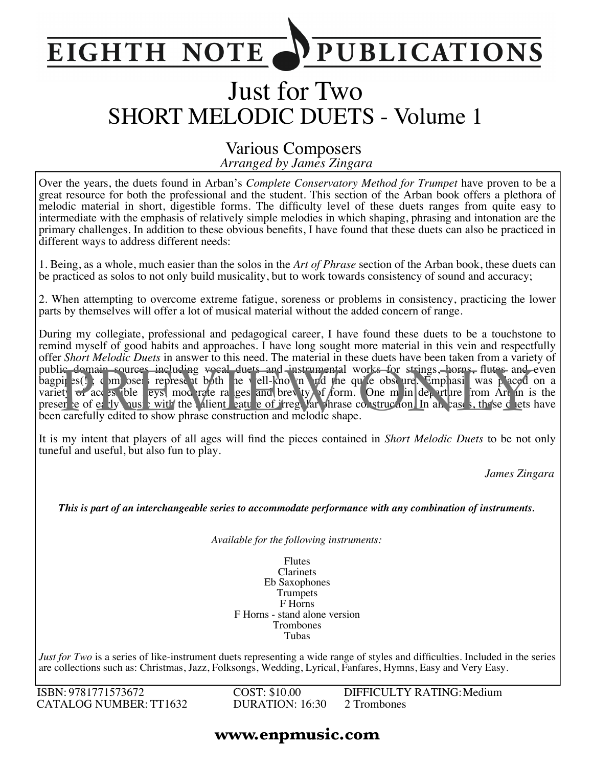# EIGHTH NOTE PUBLICATIONS

# Just for Two
## SHORT MELODIC DUETS - Volume 1

Various Composers
*Arranged by James Zingara*

Over the years, the duets found in Arban's *Complete Conservatory Method for Trumpet* have proven to be a great resource for both the professional and the student. This section of the Arban book offers a plethora of melodic material in short, digestible forms. The difficulty level of these duets ranges from quite easy to intermediate with the emphasis of relatively simple melodies in which shaping, phrasing and intonation are the primary challenges. In addition to these obvious benefits, I have found that these duets can also be practiced in different ways to address different needs:

1. Being, as a whole, much easier than the solos in the *Art of Phrase* section of the Arban book, these duets can be practiced as solos to not only build musicality, but to work towards consistency of sound and accuracy;

2. When attempting to overcome extreme fatigue, soreness or problems in consistency, practicing the lower parts by themselves will offer a lot of musical material without the added concern of range.

During my collegiate, professional and pedagogical career, I have found these duets to be a touchstone to remind myself of good habits and approaches. I have long sought more material in this vein and respectfully offer *Short Melodic Duets* in answer to this need. The material in these duets have been taken from a variety of public domain sources including vocal duets and instrumental works for strings, horns, flutes and even bagpipes(!); composers represent both the well-known and the quite obscure. Emphasis was placed on a variety of accessible keys, moderate ranges and brevity of form. One main departure from Arban is the presence of early music with the salient feature of irregular phrase construction. In all cases, these duets have been carefully edited to show phrase construction and melodic shape.

It is my intent that players of all ages will find the pieces contained in *Short Melodic Duets* to be not only tuneful and useful, but also fun to play.

*James Zingara*

***This is part of an interchangeable series to accommodate performance with any combination of instruments.***

*Available for the following instruments:*

Flutes
Clarinets
Eb Saxophones
Trumpets
F Horns
F Horns - stand alone version
Trombones
Tubas

*Just for Two* is a series of like-instrument duets representing a wide range of styles and difficulties. Included in the series are collections such as: Christmas, Jazz, Folksongs, Wedding, Lyrical, Fanfares, Hymns, Easy and Very Easy.

ISBN: 9781771573672
CATALOG NUMBER: TT1632
COST: $10.00
DURATION: 16:30
DIFFICULTY RATING: Medium
2 Trombones

**www.enpmusic.com**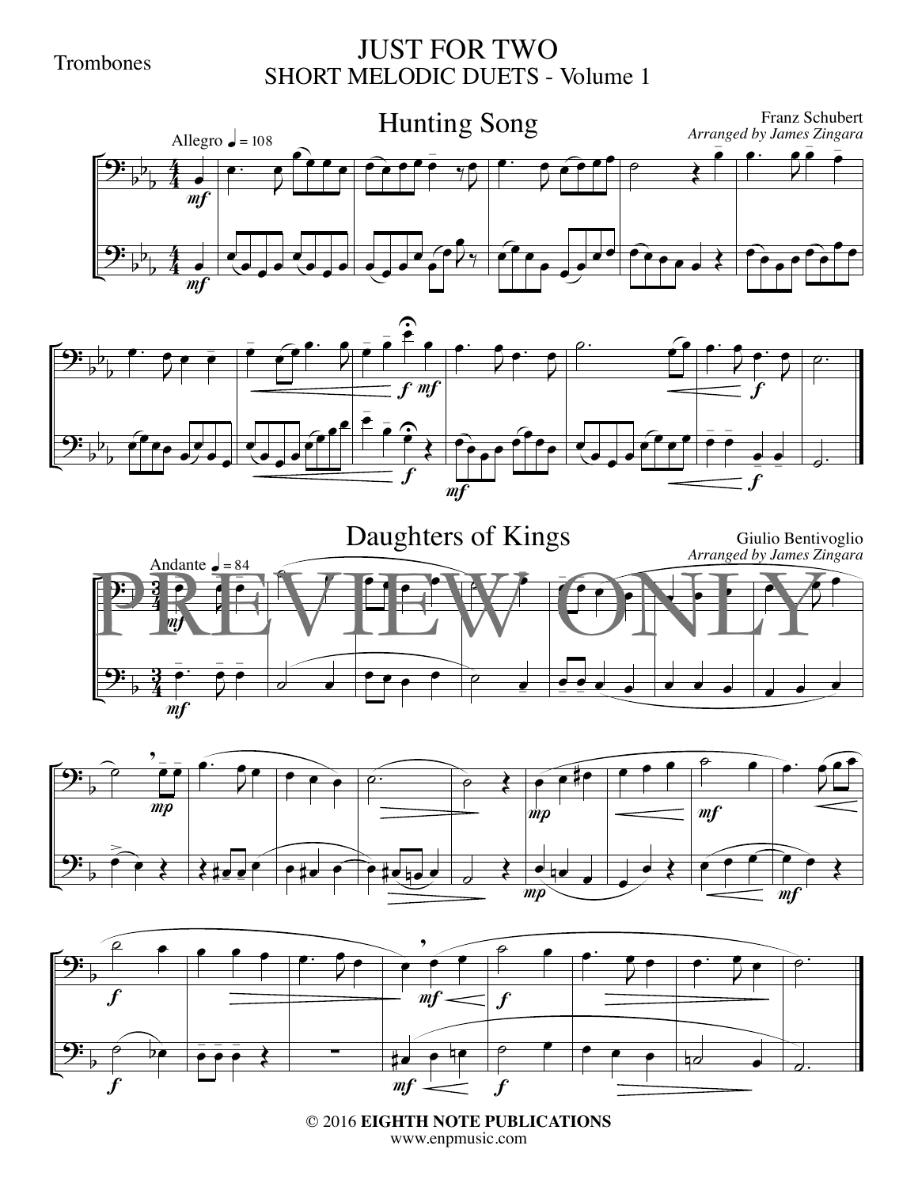Trombones

# JUST FOR TWO
## SHORT MELODIC DUETS - Volume 1

### Hunting Song

Franz Schubert
*Arranged by James Zingara*

Allegro ♩ = 108

### Daughters of Kings

Giulio Bentivoglio
*Arranged by James Zingara*

Andante ♩ = 84

PREVIEW ONLY

© 2016 **EIGHTH NOTE PUBLICATIONS**
www.enpmusic.com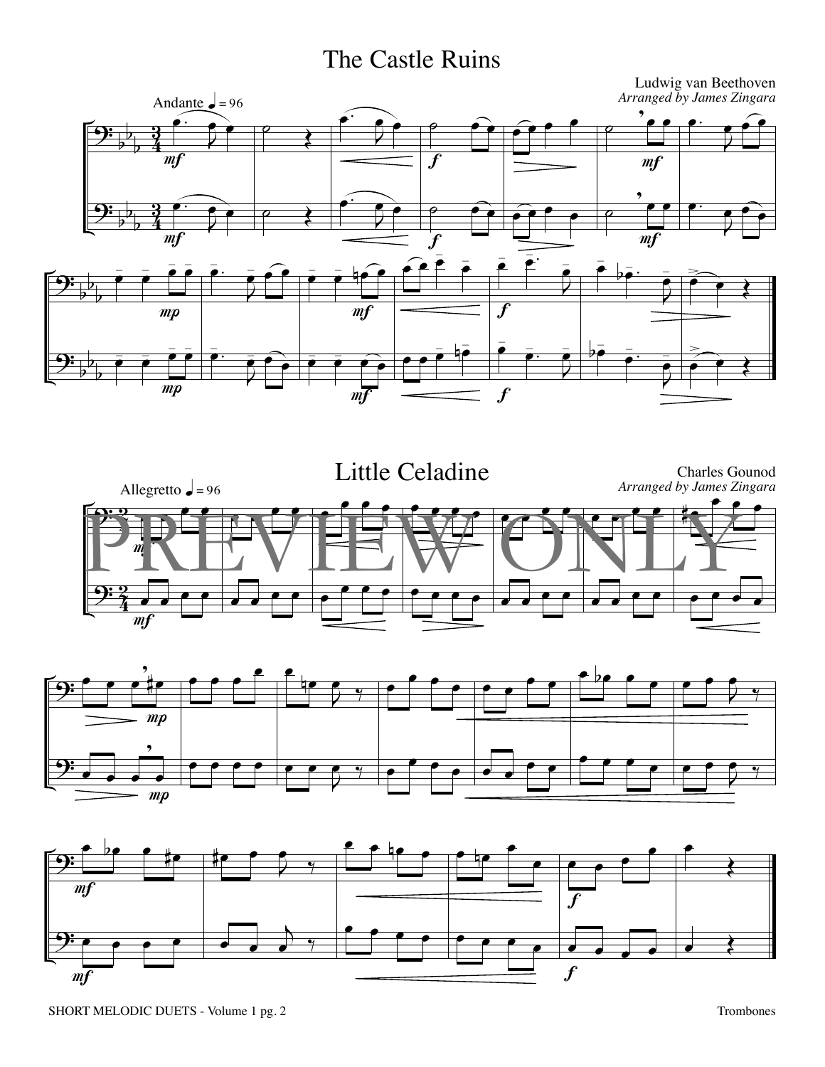# The Castle Ruins

Ludwig van Beethoven
*Arranged by James Zingara*

Andante ♩ = 96

# Little Celadine

Charles Gounod
*Arranged by James Zingara*

Allegretto ♩ = 96

PREVIEW ONLY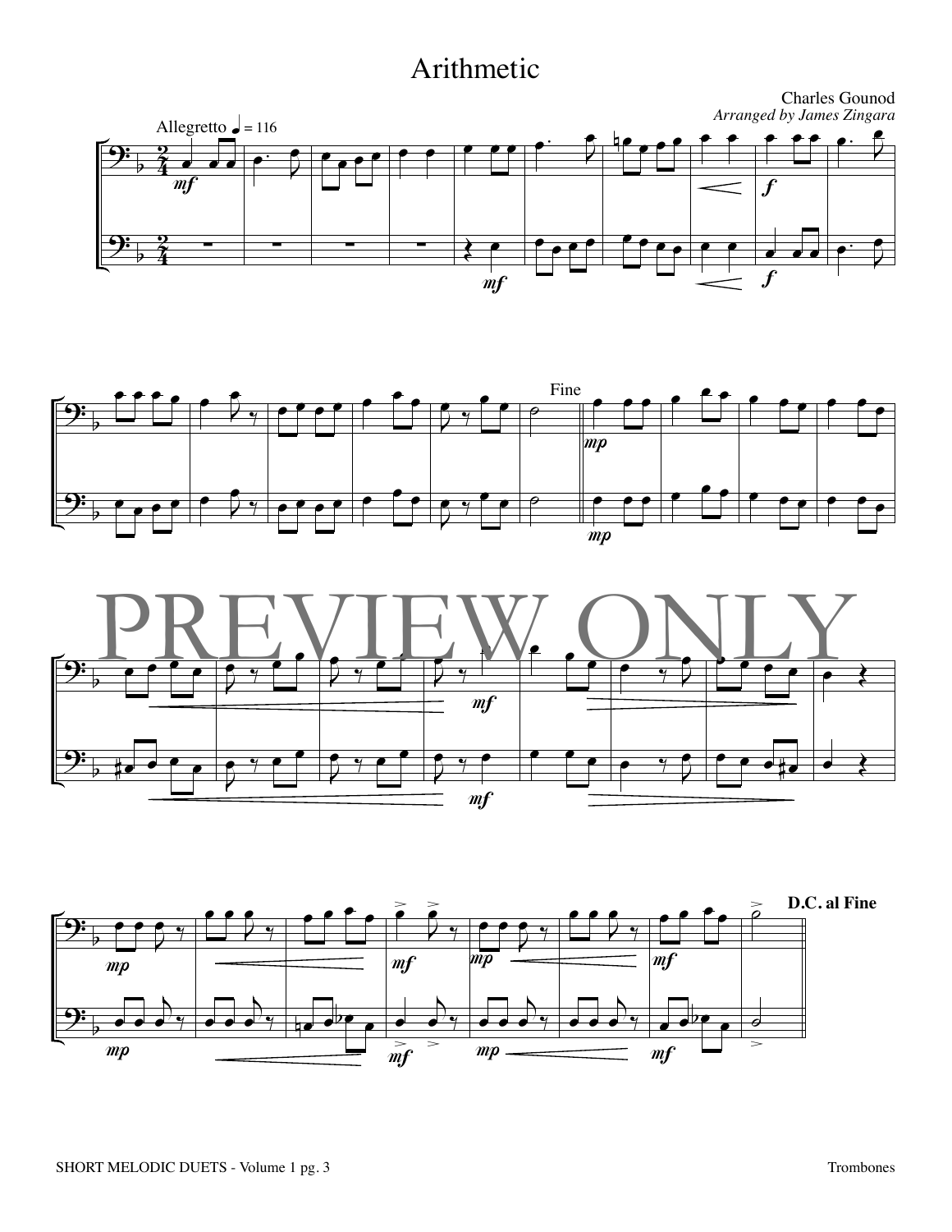# Arithmetic

Charles Gounod
*Arranged by James Zingara*

Allegretto ♩ = 116

Fine

PREVIEW ONLY

**D.C. al Fine**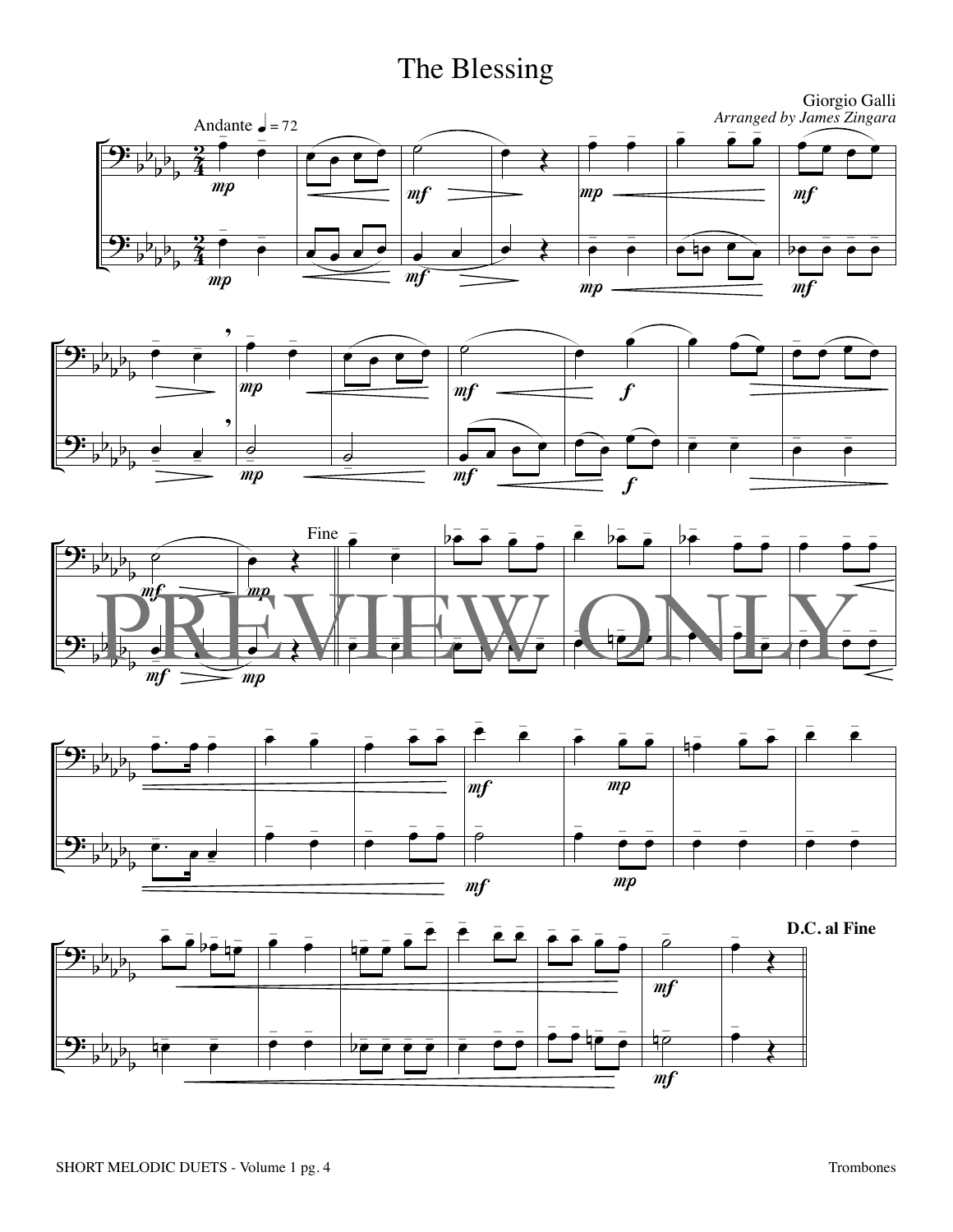# The Blessing

Giorgio Galli

*Arranged by James Zingara*

Andante ♩ = 72

Fine

D.C. al Fine

PREVIEW ONLY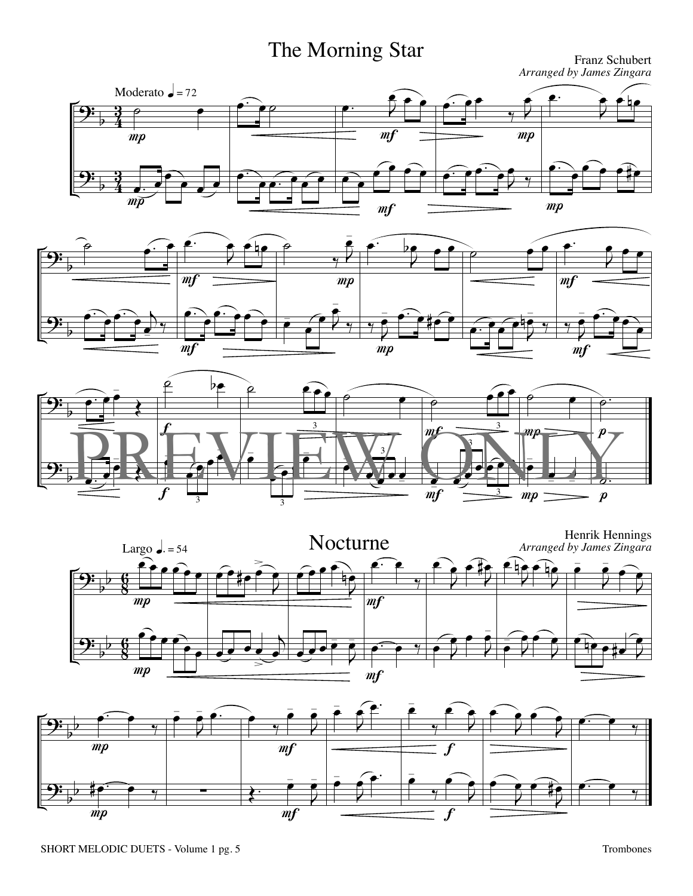# The Morning Star

Franz Schubert
*Arranged by James Zingara*

Moderato ♩ = 72

PREVIEW ONLY

# Nocturne

Henrik Hennings
*Arranged by James Zingara*

Largo ♩. = 54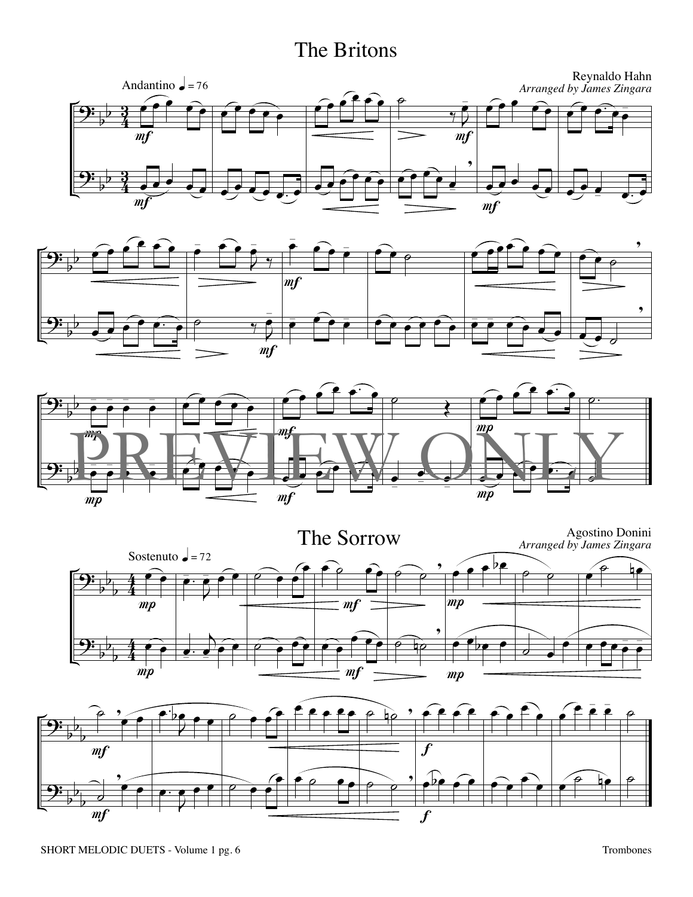# The Britons

Andantino ♩ = 76

Reynaldo Hahn
*Arranged by James Zingara*

# The Sorrow

Sostenuto ♩ = 72

Agostino Donini
*Arranged by James Zingara*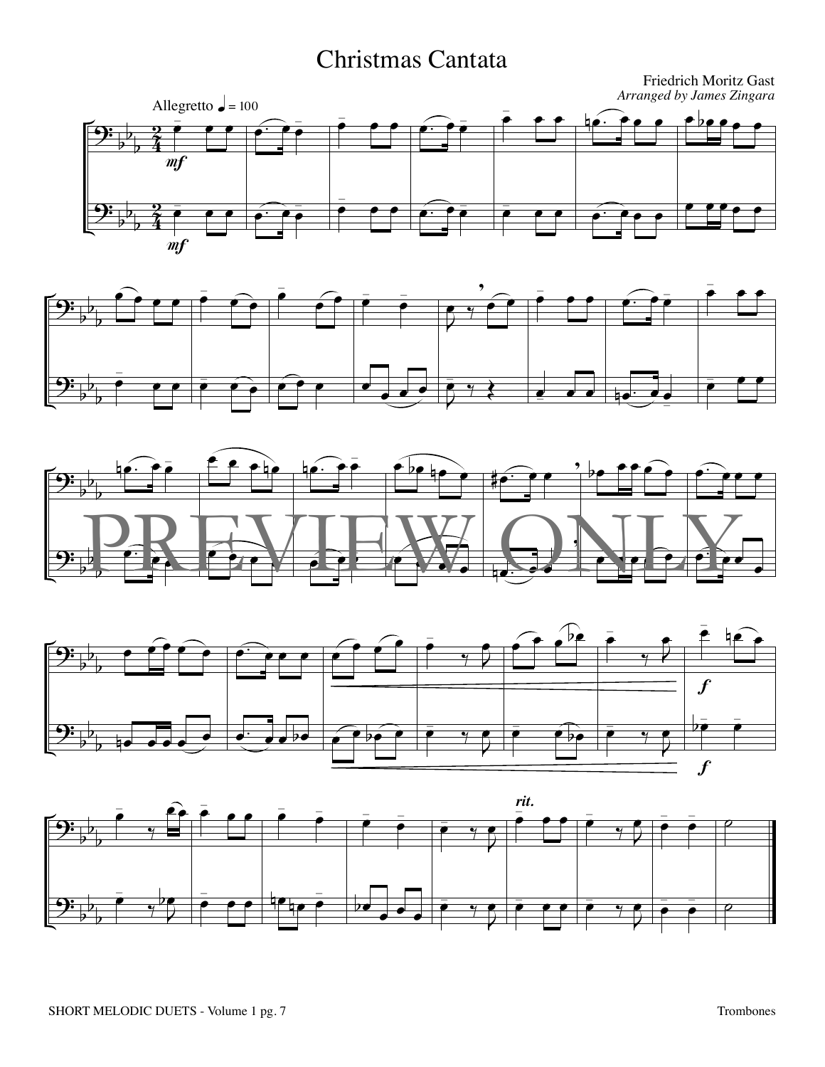# Christmas Cantata

Friedrich Moritz Gast
*Arranged by James Zingara*

Allegretto ♩ = 100

*mf*

PREVIEW ONLY

*f*

*rit.*

SHORT MELODIC DUETS - Volume 1 pg. 7

Trombones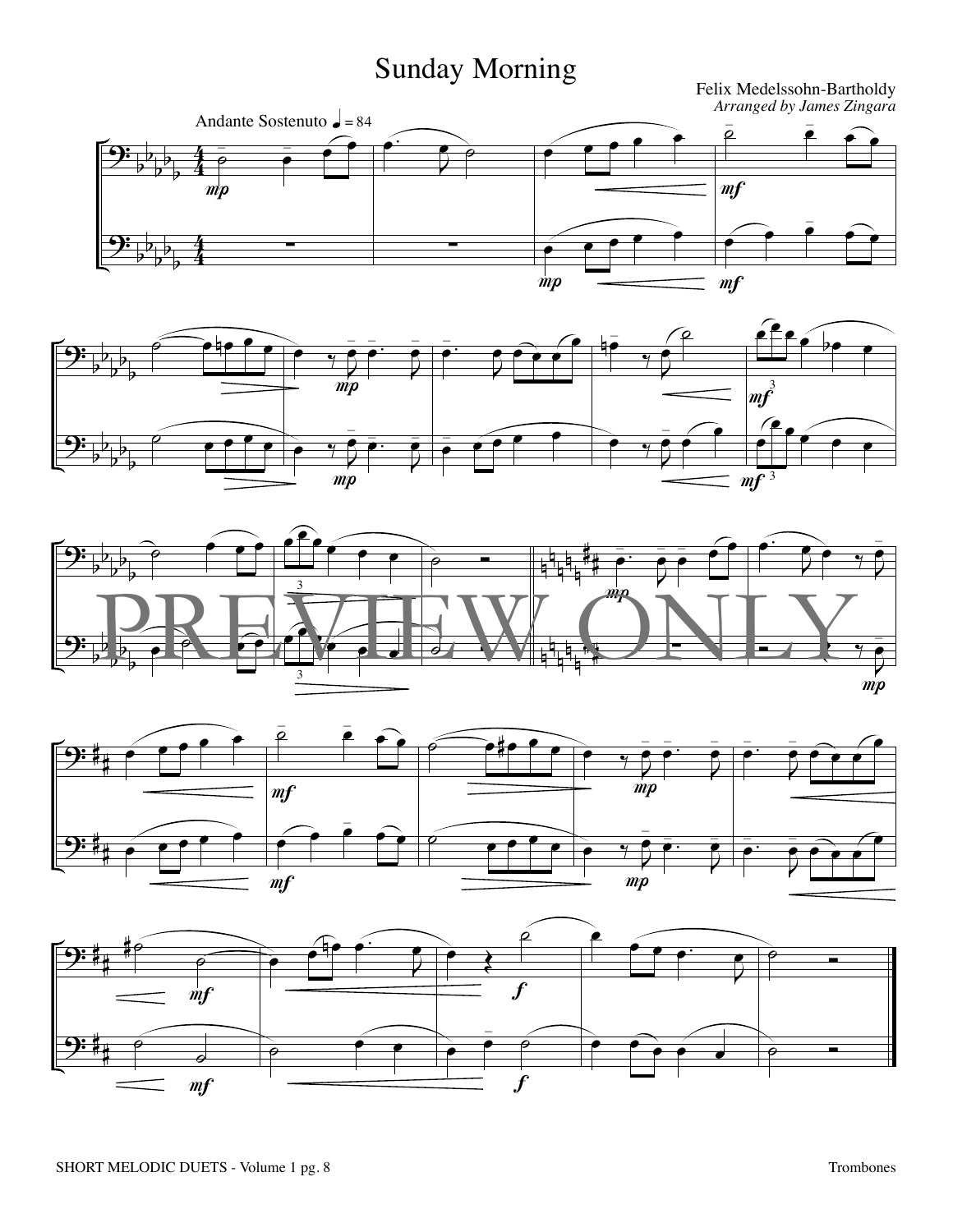# Sunday Morning

Felix Medelssohn-Bartholdy
*Arranged by James Zingara*

Andante Sostenuto ♩ = 84

PREVIEW ONLY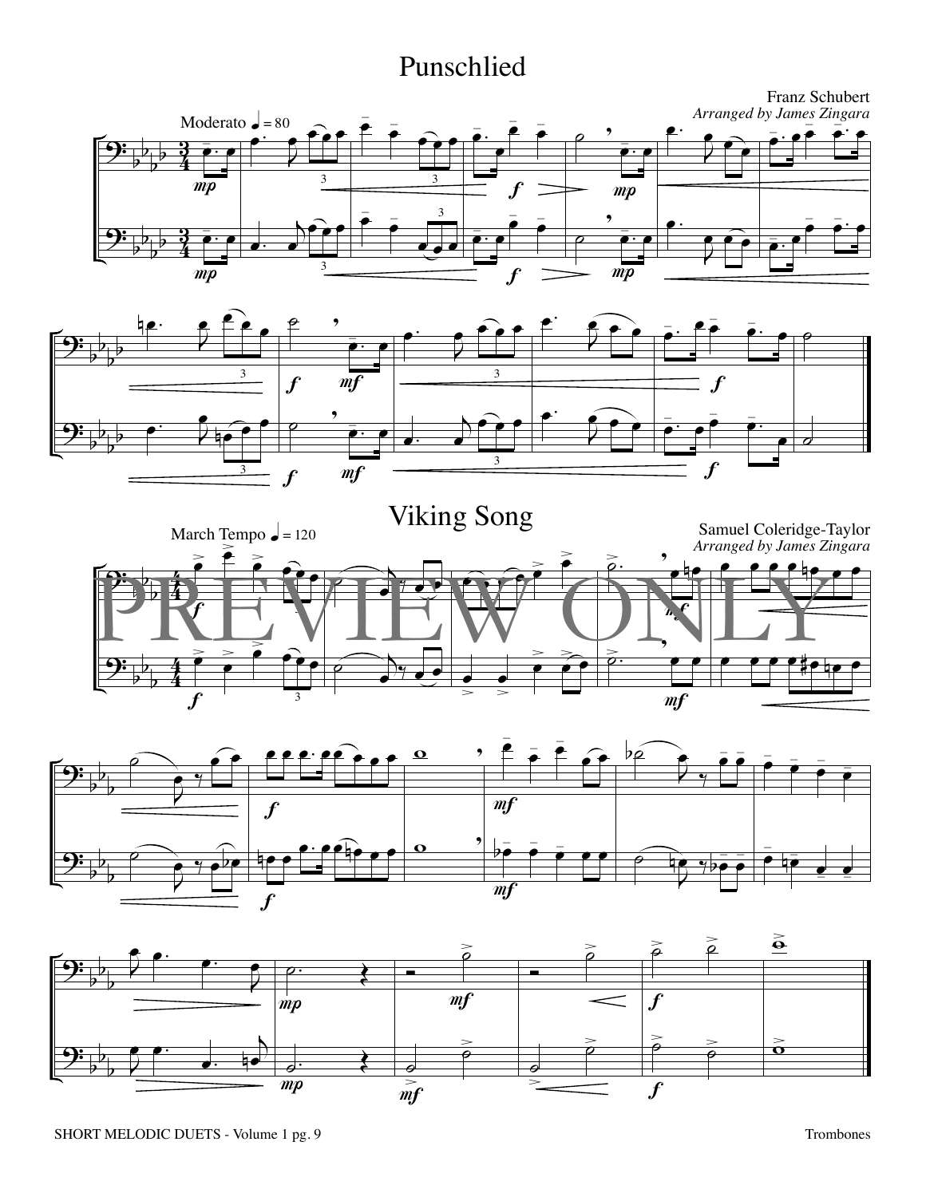# Punschlied

Franz Schubert
*Arranged by James Zingara*

Moderato ♩ = 80

# Viking Song

Samuel Coleridge-Taylor
*Arranged by James Zingara*

March Tempo ♩ = 120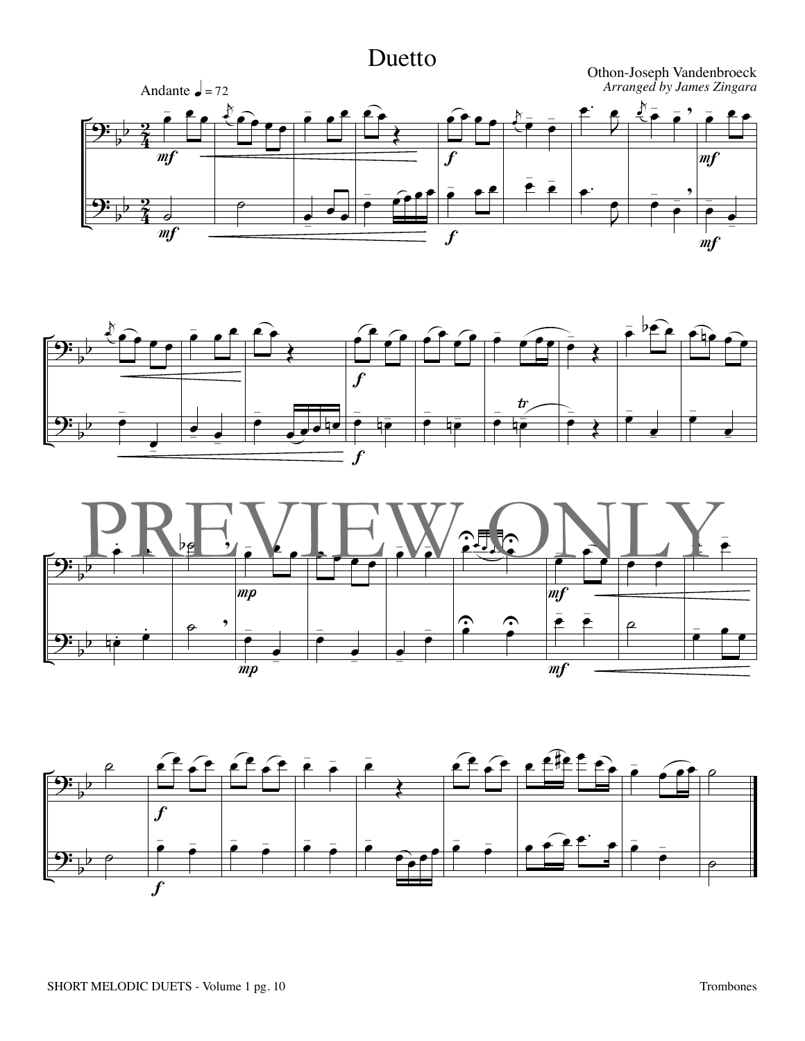# Duetto

Othon-Joseph Vandenbroeck
*Arranged by James Zingara*

Andante ♩ = 72

PREVIEW ONLY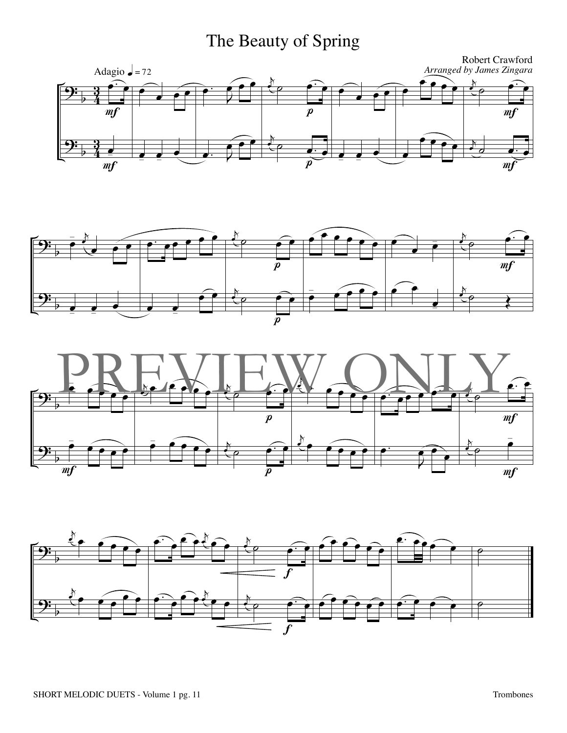# The Beauty of Spring

Robert Crawford

*Arranged by James Zingara*

Adagio ♩ = 72

PREVIEW ONLY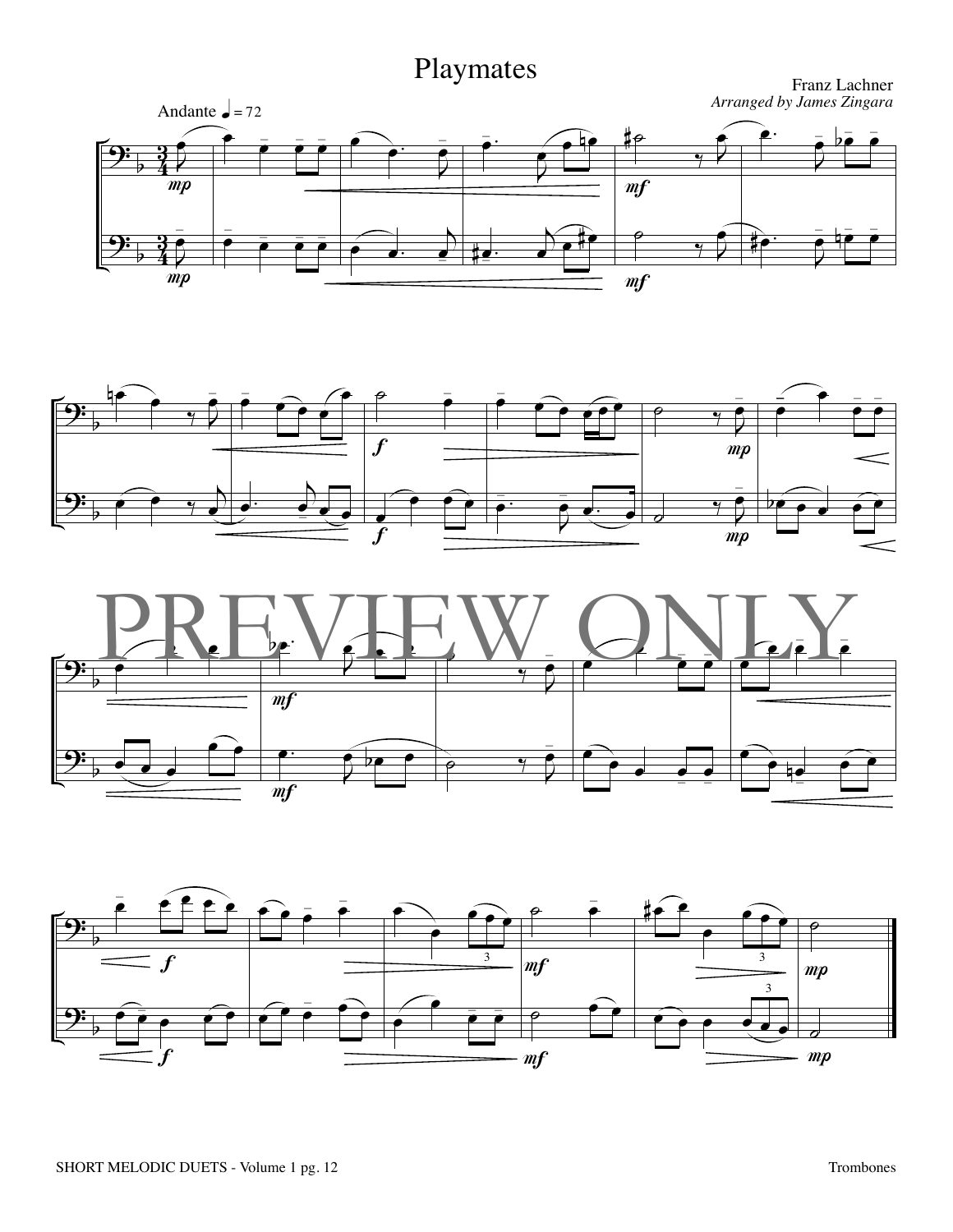# Playmates

Franz Lachner

*Arranged by James Zingara*

Andante ♩ = 72

PREVIEW ONLY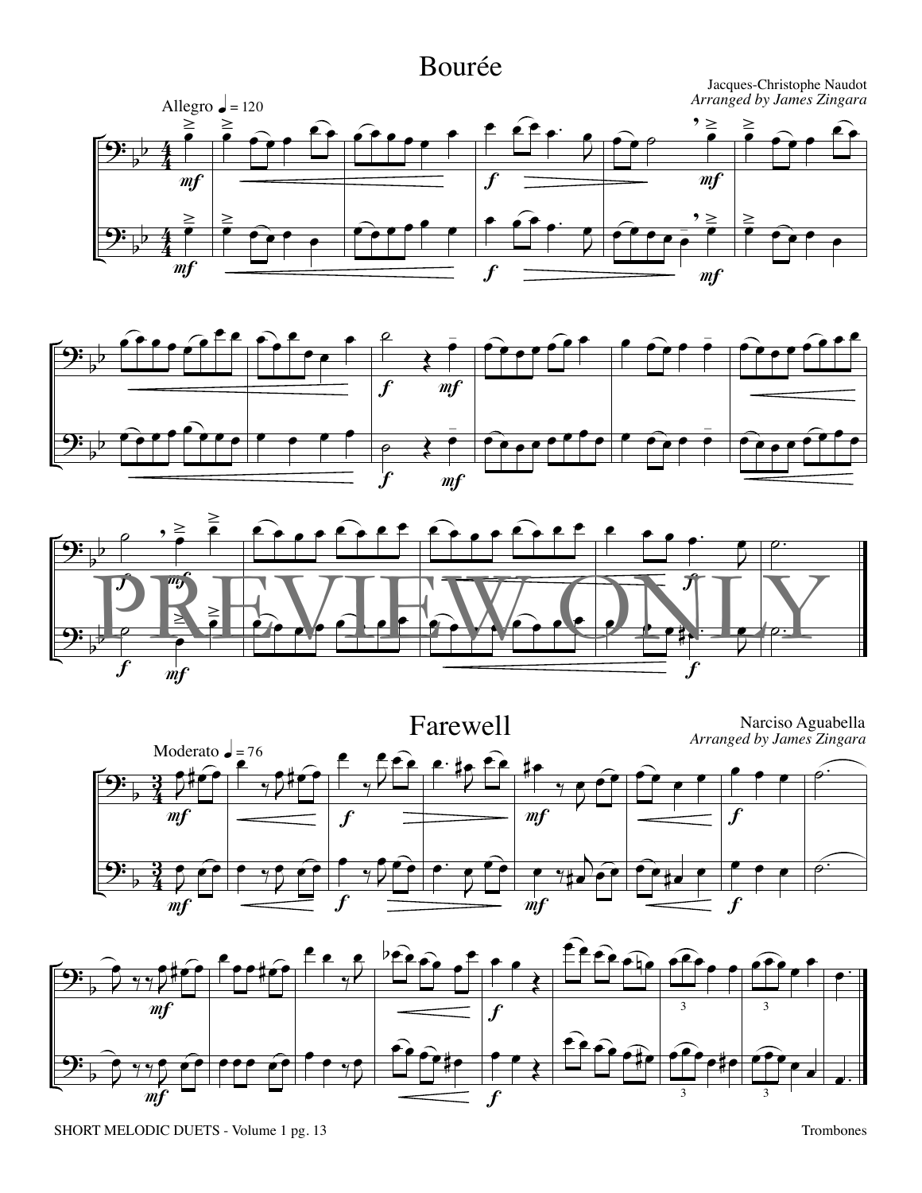# Bourée

Jacques-Christophe Naudot
*Arranged by James Zingara*

Allegro ♩ = 120

PREVIEW ONLY

# Farewell

Narciso Aguabella
*Arranged by James Zingara*

Moderato ♩ = 76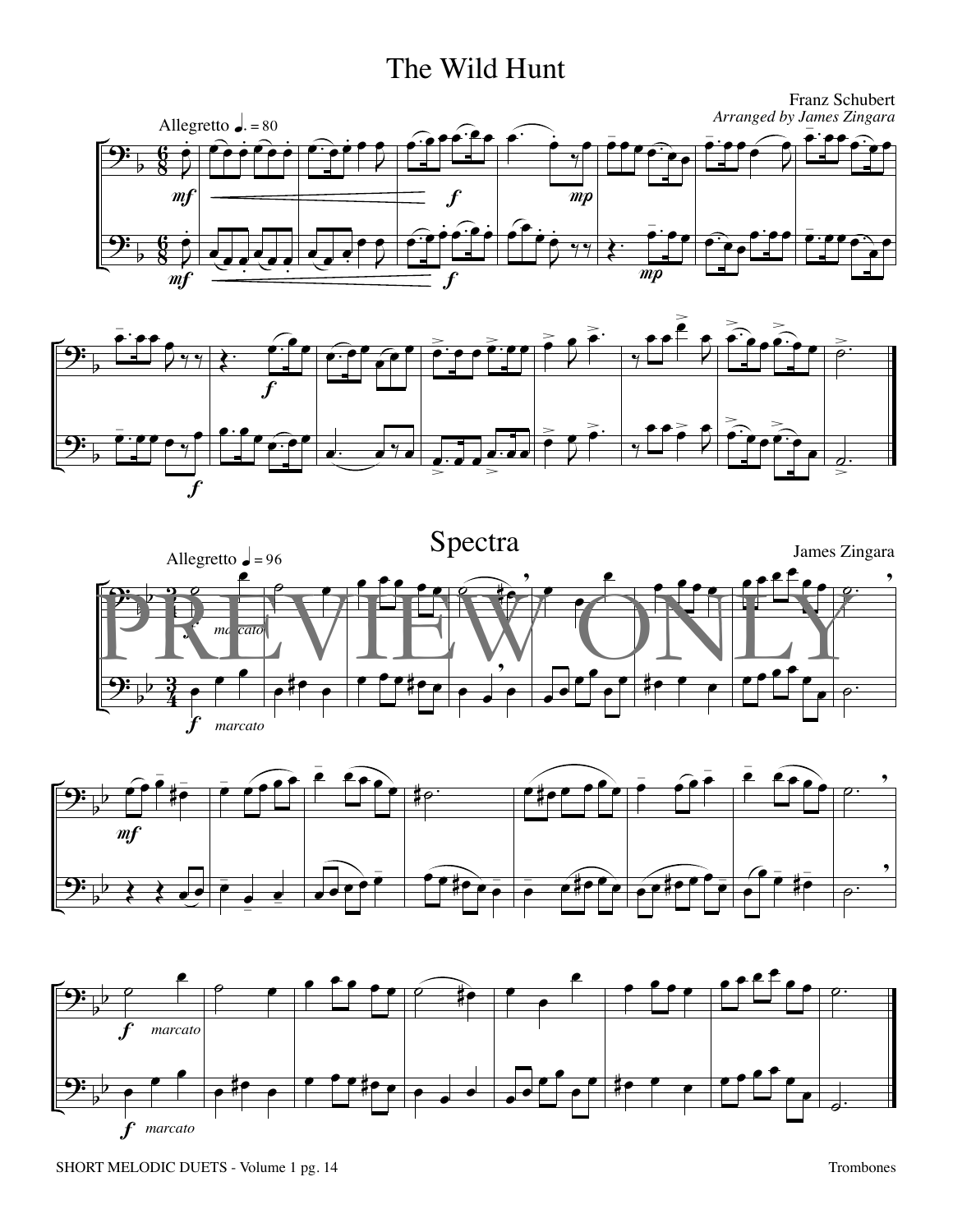# The Wild Hunt

Franz Schubert

*Arranged by James Zingara*

Allegretto ♩. = 80

# Spectra

James Zingara

Allegretto ♩ = 96

PREVIEW ONLY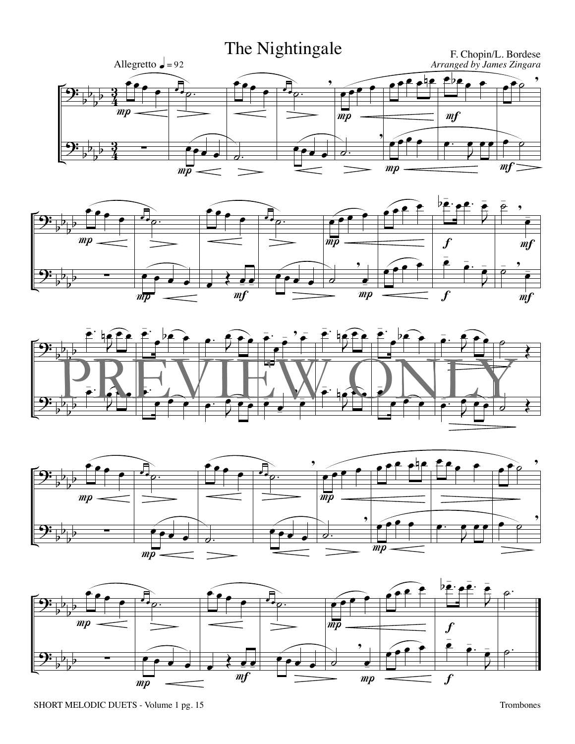# The Nightingale

F. Chopin/L. Bordese
*Arranged by James Zingara*

Allegretto ♩ = 92

PREVIEW ONLY